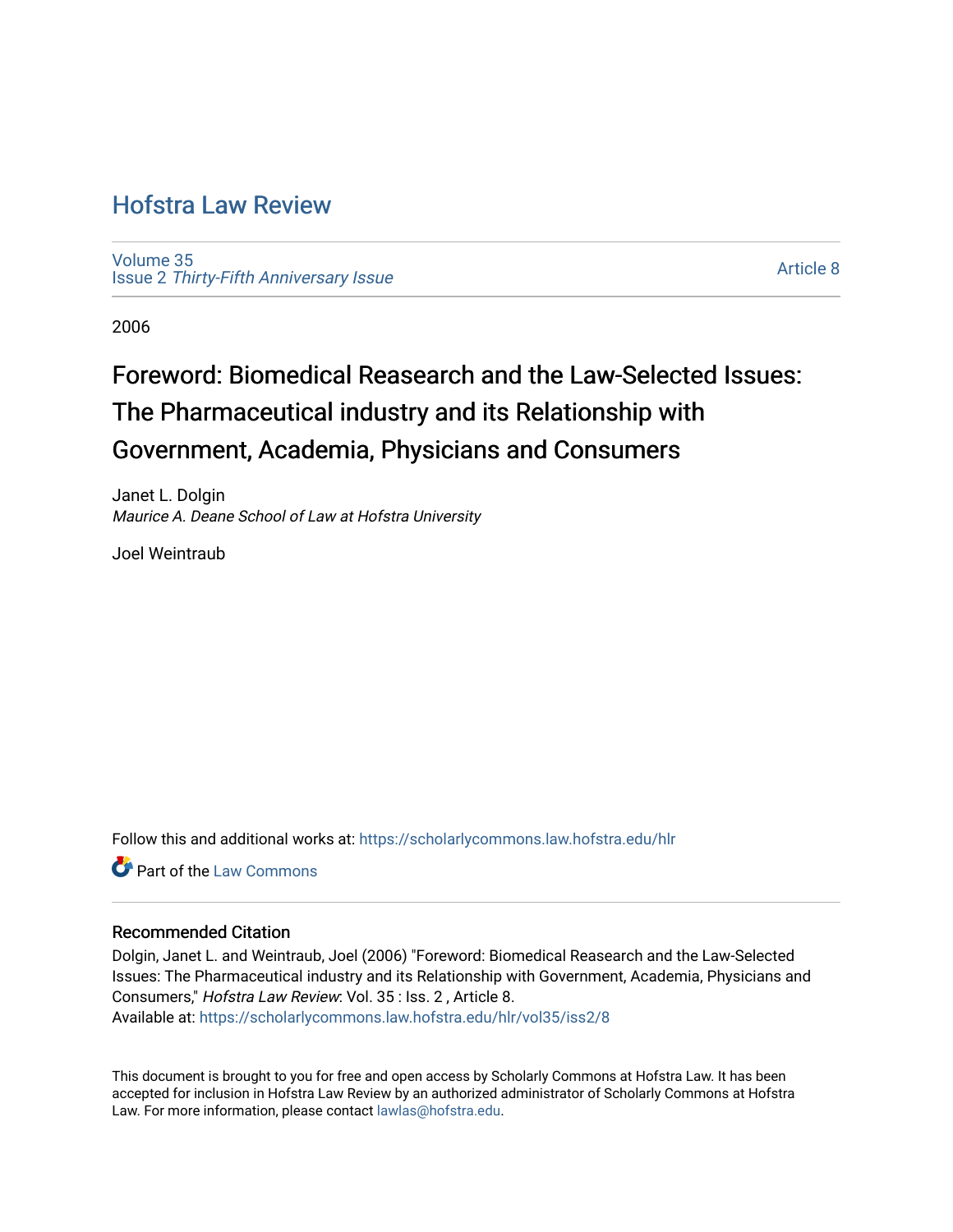# Hofstra Law Review

Volume 35
Issue 2 *Thirty-Fifth Anniversary Issue*

Article 8

2006

## Foreword: Biomedical Reasearch and the Law-Selected Issues: The Pharmaceutical industry and its Relationship with Government, Academia, Physicians and Consumers

Janet L. Dolgin
*Maurice A. Deane School of Law at Hofstra University*

Joel Weintraub

Follow this and additional works at: https://scholarlycommons.law.hofstra.edu/hlr

Part of the Law Commons

### Recommended Citation

Dolgin, Janet L. and Weintraub, Joel (2006) "Foreword: Biomedical Reasearch and the Law-Selected Issues: The Pharmaceutical industry and its Relationship with Government, Academia, Physicians and Consumers," *Hofstra Law Review*: Vol. 35 : Iss. 2 , Article 8.
Available at: https://scholarlycommons.law.hofstra.edu/hlr/vol35/iss2/8

This document is brought to you for free and open access by Scholarly Commons at Hofstra Law. It has been accepted for inclusion in Hofstra Law Review by an authorized administrator of Scholarly Commons at Hofstra Law. For more information, please contact lawlas@hofstra.edu.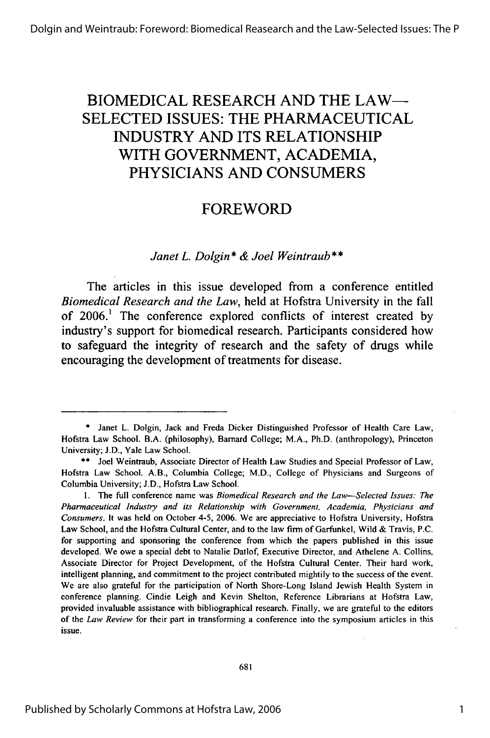# BIOMEDICAL RESEARCH AND THE LAW— SELECTED ISSUES: THE PHARMACEUTICAL INDUSTRY AND ITS RELATIONSHIP WITH GOVERNMENT, ACADEMIA, PHYSICIANS AND CONSUMERS

## FOREWORD

*Janet L. Dolgin\* & Joel Weintraub\*\**

The articles in this issue developed from a conference entitled *Biomedical Research and the Law*, held at Hofstra University in the fall of 2006.[1] The conference explored conflicts of interest created by industry's support for biomedical research. Participants considered how to safeguard the integrity of research and the safety of drugs while encouraging the development of treatments for disease.

---

\* Janet L. Dolgin, Jack and Freda Dicker Distinguished Professor of Health Care Law, Hofstra Law School. B.A. (philosophy), Barnard College; M.A., Ph.D. (anthropology), Princeton University; J.D., Yale Law School.

\*\* Joel Weintraub, Associate Director of Health Law Studies and Special Professor of Law, Hofstra Law School. A.B., Columbia College; M.D., College of Physicians and Surgeons of Columbia University; J.D., Hofstra Law School.

1. The full conference name was *Biomedical Research and the Law—Selected Issues: The Pharmaceutical Industry and its Relationship with Government, Academia, Physicians and Consumers*. It was held on October 4-5, 2006. We are appreciative to Hofstra University, Hofstra Law School, and the Hofstra Cultural Center, and to the law firm of Garfunkel, Wild & Travis, P.C. for supporting and sponsoring the conference from which the papers published in this issue developed. We owe a special debt to Natalie Datlof, Executive Director, and Athelene A. Collins, Associate Director for Project Development, of the Hofstra Cultural Center. Their hard work, intelligent planning, and commitment to the project contributed mightily to the success of the event. We are also grateful for the participation of North Shore-Long Island Jewish Health System in conference planning. Cindie Leigh and Kevin Shelton, Reference Librarians at Hofstra Law, provided invaluable assistance with bibliographical research. Finally, we are grateful to the editors of the *Law Review* for their part in transforming a conference into the symposium articles in this issue.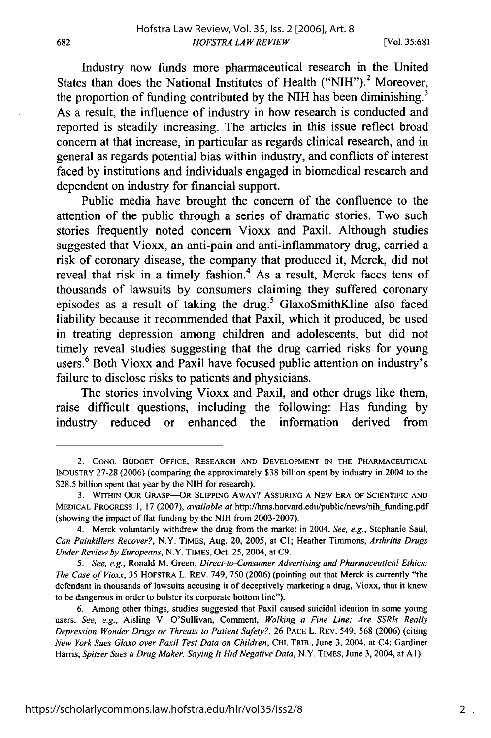Industry now funds more pharmaceutical research in the United States than does the National Institutes of Health ("NIH").[2] Moreover, the proportion of funding contributed by the NIH has been diminishing.[3] As a result, the influence of industry in how research is conducted and reported is steadily increasing. The articles in this issue reflect broad concern at that increase, in particular as regards clinical research, and in general as regards potential bias within industry, and conflicts of interest faced by institutions and individuals engaged in biomedical research and dependent on industry for financial support.

Public media have brought the concern of the confluence to the attention of the public through a series of dramatic stories. Two such stories frequently noted concern Vioxx and Paxil. Although studies suggested that Vioxx, an anti-pain and anti-inflammatory drug, carried a risk of coronary disease, the company that produced it, Merck, did not reveal that risk in a timely fashion.[4] As a result, Merck faces tens of thousands of lawsuits by consumers claiming they suffered coronary episodes as a result of taking the drug.[5] GlaxoSmithKline also faced liability because it recommended that Paxil, which it produced, be used in treating depression among children and adolescents, but did not timely reveal studies suggesting that the drug carried risks for young users.[6] Both Vioxx and Paxil have focused public attention on industry's failure to disclose risks to patients and physicians.

The stories involving Vioxx and Paxil, and other drugs like them, raise difficult questions, including the following: Has funding by industry reduced or enhanced the information derived from

---

2. CONG. BUDGET OFFICE, RESEARCH AND DEVELOPMENT IN THE PHARMACEUTICAL INDUSTRY 27-28 (2006) (comparing the approximately $38 billion spent by industry in 2004 to the $28.5 billion spent that year by the NIH for research).

3. WITHIN OUR GRASP—OR SLIPPING AWAY? ASSURING A NEW ERA OF SCIENTIFIC AND MEDICAL PROGRESS 1, 17 (2007), *available at* http://hms.harvard.edu/public/news/nih_funding.pdf (showing the impact of flat funding by the NIH from 2003-2007).

4. Merck voluntarily withdrew the drug from the market in 2004. *See, e.g.*, Stephanie Saul, *Can Painkillers Recover?*, N.Y. TIMES, Aug. 20, 2005, at C1; Heather Timmons, *Arthritis Drugs Under Review by Europeans*, N.Y. TIMES, Oct. 25, 2004, at C9.

5. *See, e.g.*, Ronald M. Green, *Direct-to-Consumer Advertising and Pharmaceutical Ethics: The Case of Vioxx*, 35 HOFSTRA L. REV. 749, 750 (2006) (pointing out that Merck is currently "the defendant in thousands of lawsuits accusing it of deceptively marketing a drug, Vioxx, that it knew to be dangerous in order to bolster its corporate bottom line").

6. Among other things, studies suggested that Paxil caused suicidal ideation in some young users. *See, e.g.*, Aisling V. O'Sullivan, Comment, *Walking a Fine Line: Are SSRIs Really Depression Wonder Drugs or Threats to Patient Safety?*, 26 PACE L. REV. 549, 568 (2006) (citing *New York Sues Glaxo over Paxil Test Data on Children*, CHI. TRIB., June 3, 2004, at C4; Gardiner Harris, *Spitzer Sues a Drug Maker, Saying It Hid Negative Data*, N.Y. TIMES, June 3, 2004, at A1).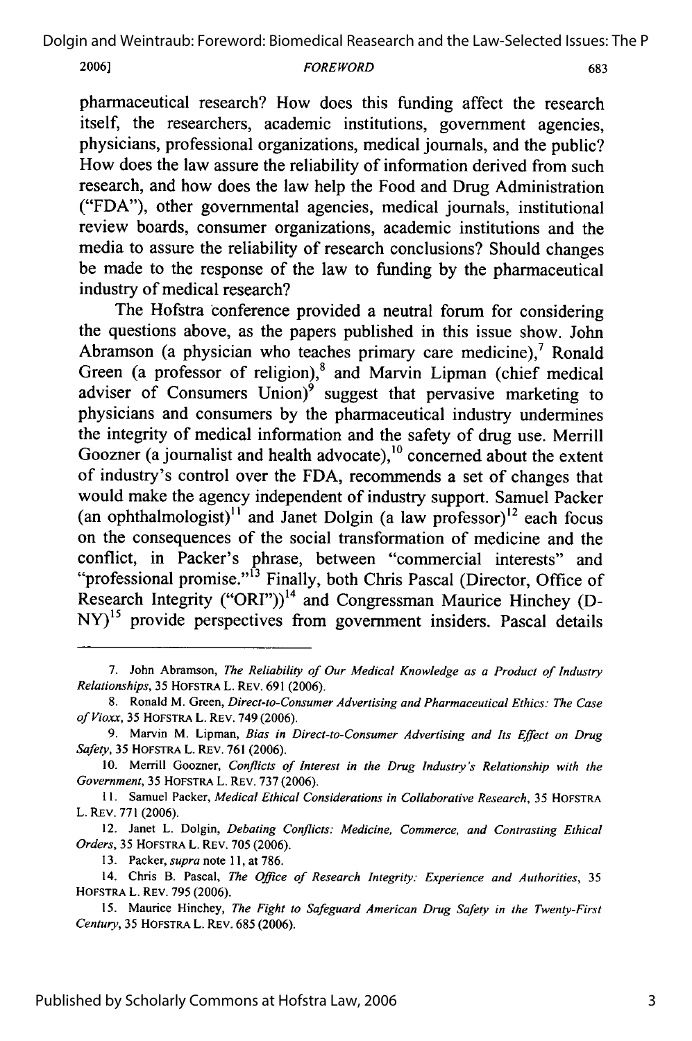pharmaceutical research? How does this funding affect the research itself, the researchers, academic institutions, government agencies, physicians, professional organizations, medical journals, and the public? How does the law assure the reliability of information derived from such research, and how does the law help the Food and Drug Administration ("FDA"), other governmental agencies, medical journals, institutional review boards, consumer organizations, academic institutions and the media to assure the reliability of research conclusions? Should changes be made to the response of the law to funding by the pharmaceutical industry of medical research?

The Hofstra conference provided a neutral forum for considering the questions above, as the papers published in this issue show. John Abramson (a physician who teaches primary care medicine),[7] Ronald Green (a professor of religion),[8] and Marvin Lipman (chief medical adviser of Consumers Union)[9] suggest that pervasive marketing to physicians and consumers by the pharmaceutical industry undermines the integrity of medical information and the safety of drug use. Merrill Goozner (a journalist and health advocate),[10] concerned about the extent of industry's control over the FDA, recommends a set of changes that would make the agency independent of industry support. Samuel Packer (an ophthalmologist)[11] and Janet Dolgin (a law professor)[12] each focus on the consequences of the social transformation of medicine and the conflict, in Packer's phrase, between "commercial interests" and "professional promise."[13] Finally, both Chris Pascal (Director, Office of Research Integrity ("ORI"))[14] and Congressman Maurice Hinchey (D-NY)[15] provide perspectives from government insiders. Pascal details

---

7. John Abramson, *The Reliability of Our Medical Knowledge as a Product of Industry Relationships*, 35 HOFSTRA L. REV. 691 (2006).

8. Ronald M. Green, *Direct-to-Consumer Advertising and Pharmaceutical Ethics: The Case of Vioxx*, 35 HOFSTRA L. REV. 749 (2006).

9. Marvin M. Lipman, *Bias in Direct-to-Consumer Advertising and Its Effect on Drug Safety*, 35 HOFSTRA L. REV. 761 (2006).

10. Merrill Goozner, *Conflicts of Interest in the Drug Industry's Relationship with the Government*, 35 HOFSTRA L. REV. 737 (2006).

11. Samuel Packer, *Medical Ethical Considerations in Collaborative Research*, 35 HOFSTRA L. REV. 771 (2006).

12. Janet L. Dolgin, *Debating Conflicts: Medicine, Commerce, and Contrasting Ethical Orders*, 35 HOFSTRA L. REV. 705 (2006).

13. Packer, *supra* note 11, at 786.

14. Chris B. Pascal, *The Office of Research Integrity: Experience and Authorities*, 35 HOFSTRA L. REV. 795 (2006).

15. Maurice Hinchey, *The Fight to Safeguard American Drug Safety in the Twenty-First Century*, 35 HOFSTRA L. REV. 685 (2006).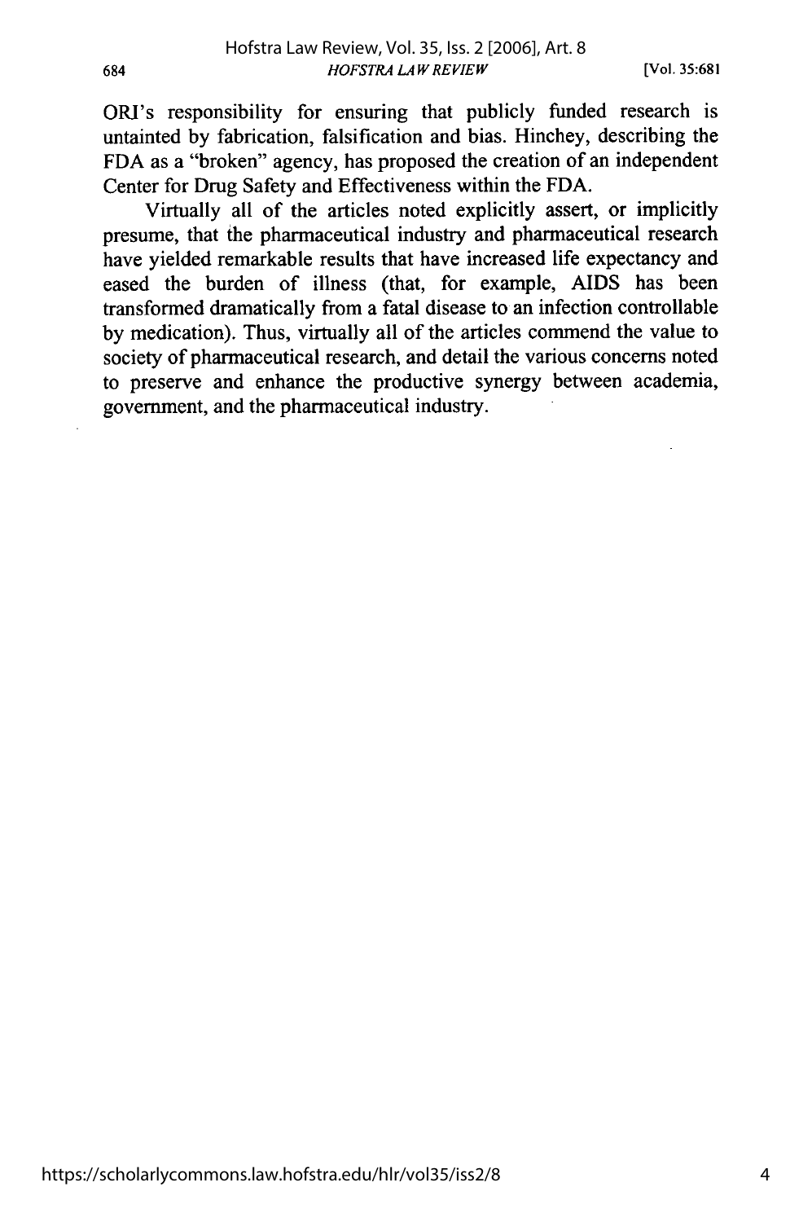ORI's responsibility for ensuring that publicly funded research is untainted by fabrication, falsification and bias. Hinchey, describing the FDA as a "broken" agency, has proposed the creation of an independent Center for Drug Safety and Effectiveness within the FDA.

Virtually all of the articles noted explicitly assert, or implicitly presume, that the pharmaceutical industry and pharmaceutical research have yielded remarkable results that have increased life expectancy and eased the burden of illness (that, for example, AIDS has been transformed dramatically from a fatal disease to an infection controllable by medication). Thus, virtually all of the articles commend the value to society of pharmaceutical research, and detail the various concerns noted to preserve and enhance the productive synergy between academia, government, and the pharmaceutical industry.